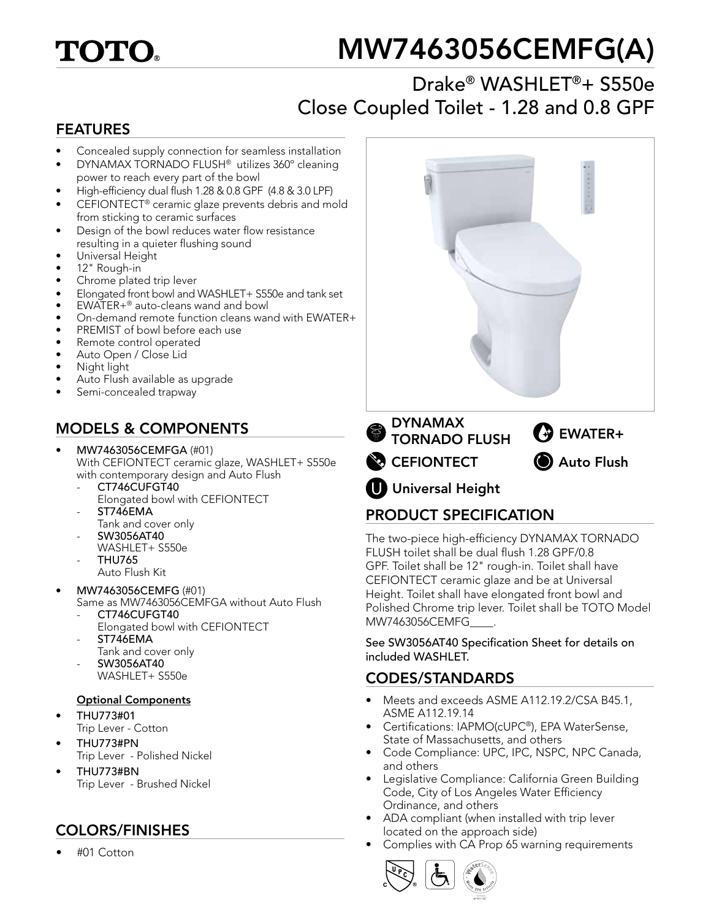# TOTO.

# MW7463056CEMFG(A)

## Drake® WASHLET®+ S550e Close Coupled Toilet - 1.28 and 0.8 GPF

## FEATURES

- Concealed supply connection for seamless installation
- DYNAMAX TORNADO FLUSH® utilizes 360° cleaning power to reach every part of the bowl
- High-efficiency dual flush 1.28 & 0.8 GPF (4.8 & 3.0 LPF)
- CEFIONTECT® ceramic glaze prevents debris and mold from sticking to ceramic surfaces
- Design of the bowl reduces water flow resistance resulting in a quieter flushing sound
- Universal Height
- 12" Rough-in
- Chrome plated trip lever
- Elongated front bowl and WASHLET+ S550e and tank set
- EWATER+® auto-cleans wand and bowl
- On-demand remote function cleans wand with EWATER+
- PREMIST of bowl before each use
- Remote control operated
- Auto Open / Close Lid
- Night light
- Auto Flush available as upgrade
- Semi-concealed trapway

DYNAMAX TORNADO FLUSH
EWATER+
CEFIONTECT
Auto Flush
Universal Height

## MODELS & COMPONENTS

- **MW7463056CEMFGA** (#01)
  With CEFIONTECT ceramic glaze, WASHLET+ S550e with contemporary design and Auto Flush
  - **CT746CUFGT40**
    Elongated bowl with CEFIONTECT
  - **ST746EMA**
    Tank and cover only
  - **SW3056AT40**
    WASHLET+ S550e
  - **THU765**
    Auto Flush Kit
- **MW7463056CEMFG** (#01)
  Same as MW7463056CEMFGA without Auto Flush
  - **CT746CUFGT40**
    Elongated bowl with CEFIONTECT
  - **ST746EMA**
    Tank and cover only
  - **SW3056AT40**
    WASHLET+ S550e

**Optional Components**

- **THU773#01**
  Trip Lever - Cotton
- **THU773#PN**
  Trip Lever - Polished Nickel
- **THU773#BN**
  Trip Lever - Brushed Nickel

## COLORS/FINISHES

- #01 Cotton

## PRODUCT SPECIFICATION

The two-piece high-efficiency DYNAMAX TORNADO FLUSH toilet shall be dual flush 1.28 GPF/0.8 GPF. Toilet shall be 12" rough-in. Toilet shall have CEFIONTECT ceramic glaze and be at Universal Height. Toilet shall have elongated front bowl and Polished Chrome trip lever. Toilet shall be TOTO Model MW7463056CEMFG____.

**See SW3056AT40 Specification Sheet for details on included WASHLET.**

## CODES/STANDARDS

- Meets and exceeds ASME A112.19.2/CSA B45.1, ASME A112.19.14
- Certifications: IAPMO(cUPC®), EPA WaterSense, State of Massachusetts, and others
- Code Compliance: UPC, IPC, NSPC, NPC Canada, and others
- Legislative Compliance: California Green Building Code, City of Los Angeles Water Efficiency Ordinance, and others
- ADA compliant (when installed with trip lever located on the approach side)
- Complies with CA Prop 65 warning requirements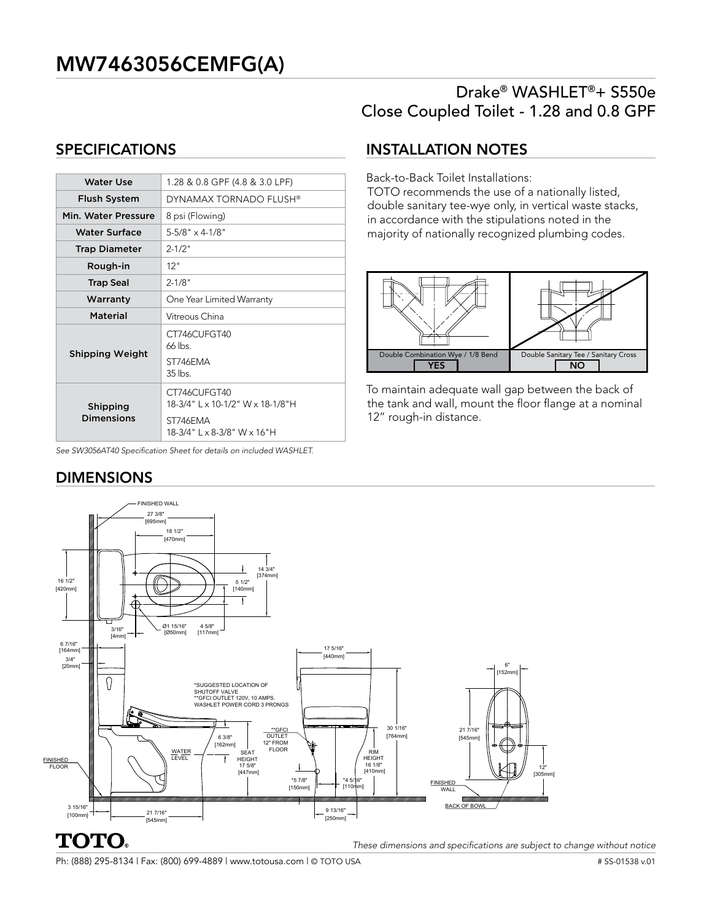# MW7463056CEMFG(A)

## Drake® WASHLET®+ S550e Close Coupled Toilet - 1.28 and 0.8 GPF

## SPECIFICATIONS

| | |
|---|---|
| Water Use | 1.28 & 0.8 GPF (4.8 & 3.0 LPF) |
| Flush System | DYNAMAX TORNADO FLUSH® |
| Min. Water Pressure | 8 psi (Flowing) |
| Water Surface | 5-5/8" x 4-1/8" |
| Trap Diameter | 2-1/2" |
| Rough-in | 12" |
| Trap Seal | 2-1/8" |
| Warranty | One Year Limited Warranty |
| Material | Vitreous China |
| Shipping Weight | CT746CUFGT40 66 lbs. ST746EMA 35 lbs. |
| Shipping Dimensions | CT746CUFGT40 18-3/4" L x 10-1/2" W x 18-1/8"H ST746EMA 18-3/4" L x 8-3/8" W x 16"H |

*See SW3056AT40 Specification Sheet for details on included WASHLET.*

## INSTALLATION NOTES

Back-to-Back Toilet Installations:
TOTO recommends the use of a nationally listed, double sanitary tee-wye only, in vertical waste stacks, in accordance with the stipulations noted in the majority of nationally recognized plumbing codes.

Double Combination Wye / 1/8 Bend
YES

Double Sanitary Tee / Sanitary Cross
NO

To maintain adequate wall gap between the back of the tank and wall, mount the floor flange at a nominal 12" rough-in distance.

## DIMENSIONS

FINISHED WALL
27 3/8" [695mm]
18 1/2" [470mm]
14 3/4" [374mm]
5 1/2" [140mm]
16 1/2" [420mm]
Ø1 15/16" [Ø50mm]
4 5/8" [117mm]
3/16" [4mm]
6 7/16" [164mm]
3/4" [20mm]
17 5/16" [440mm]
6" [152mm]
*SUGGESTED LOCATION OF SHUTOFF VALVE
**GFCI OUTLET 120V, 10 AMPS. WASHLET POWER CORD 3 PRONGS
**GFCI OUTLET 12" FROM FLOOR
6 3/8" [162mm]
WATER LEVEL
SEAT HEIGHT 17 5/8" [447mm]
30 1/16" [764mm]
RIM HEIGHT 16 1/8" [410mm]
21 7/16" [545mm]
12" [305mm]
FINISHED FLOOR
*5 7/8" [150mm]
*4 5/16" [110mm]
FINISHED WALL
BACK OF BOWL
3 15/16" [100mm]
21 7/16" [545mm]
9 13/16" [250mm]

TOTO®

*These dimensions and specifications are subject to change without notice*

Ph: (888) 295-8134 | Fax: (800) 699-4889 | www.totousa.com | © TOTO USA

# SS-01538 v.01